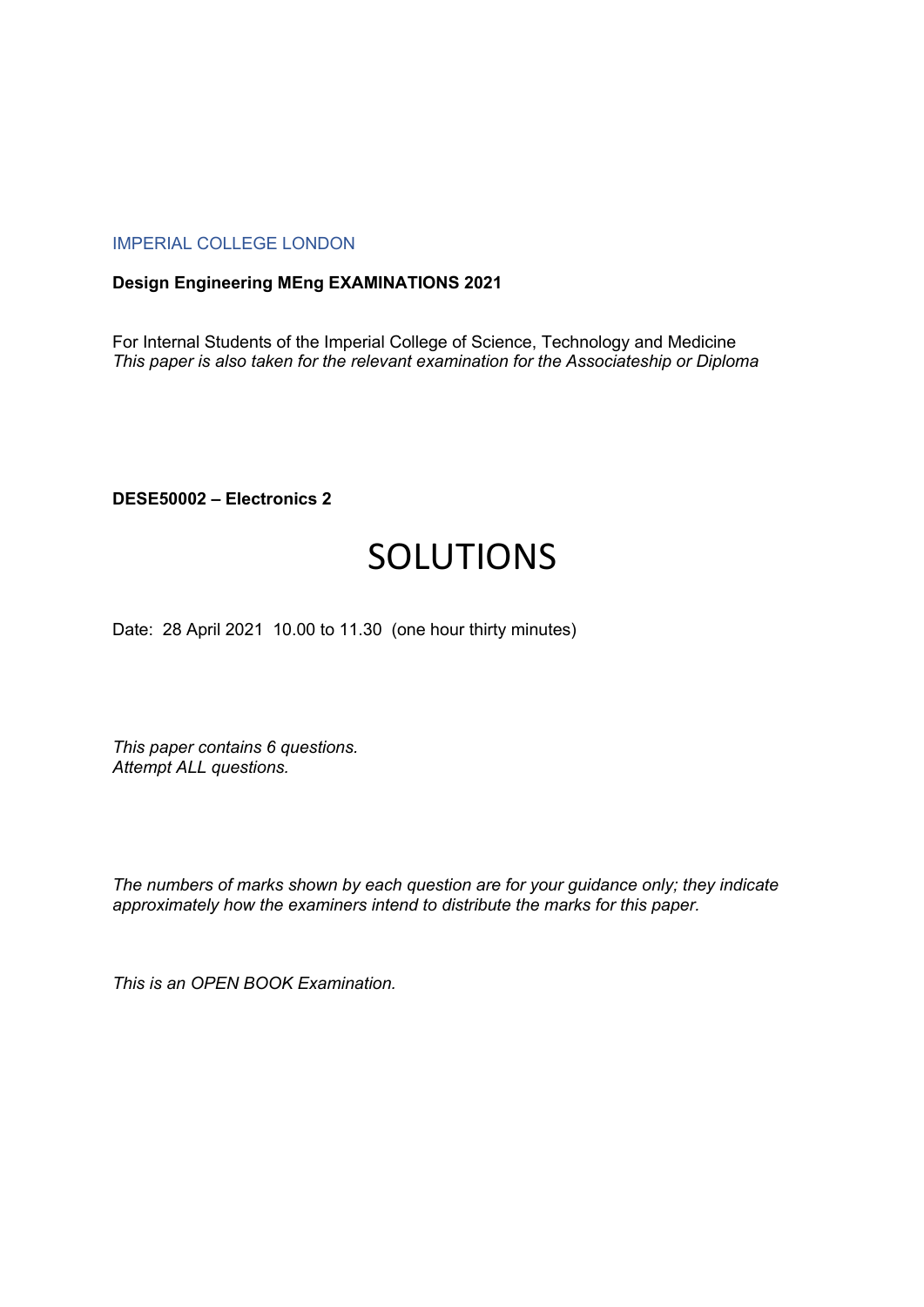IMPERIAL COLLEGE LONDON

**Design Engineering MEng EXAMINATIONS 2021**

For Internal Students of the Imperial College of Science, Technology and Medicine
*This paper is also taken for the relevant examination for the Associateship or Diploma*

**DESE50002 – Electronics 2**

# SOLUTIONS

Date: 28 April 2021 10.00 to 11.30 (one hour thirty minutes)

*This paper contains 6 questions.*
*Attempt ALL questions.*

*The numbers of marks shown by each question are for your guidance only; they indicate approximately how the examiners intend to distribute the marks for this paper.*

*This is an OPEN BOOK Examination.*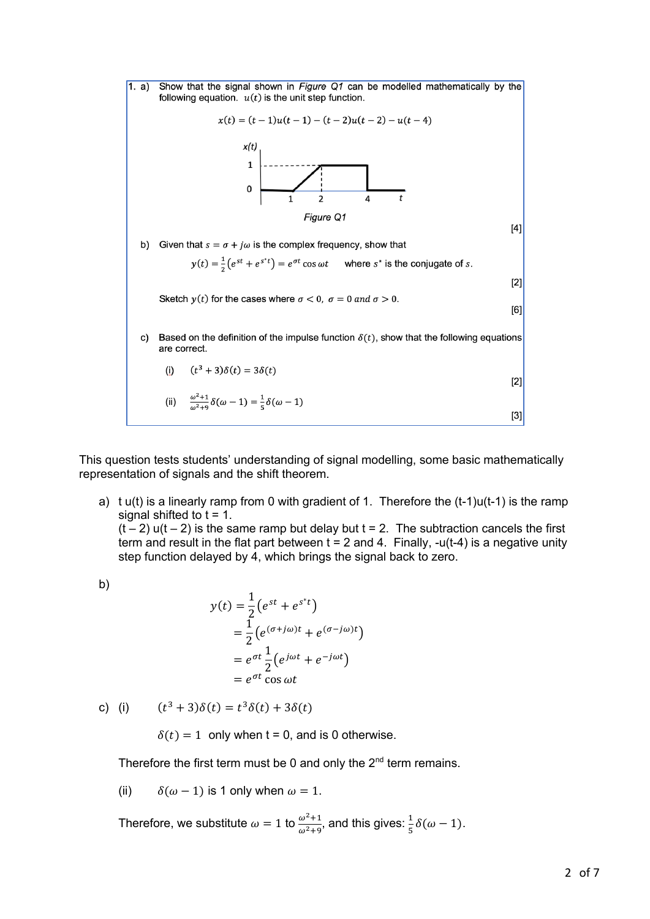1\. a) Show that the signal shown in *Figure Q1* can be modelled mathematically by the following equation. $u(t)$ is the unit step function.

$$x(t) = (t-1)u(t-1) - (t-2)u(t-2) - u(t-4)$$

*Figure Q1*

[4]

b) Given that $s = \sigma + j\omega$ is the complex frequency, show that

$$y(t) = \frac{1}{2}\left(e^{st} + e^{s^*t}\right) = e^{\sigma t}\cos\omega t \qquad \text{where } s^* \text{ is the conjugate of } s.$$

[2]

Sketch $y(t)$ for the cases where $\sigma < 0,\ \sigma = 0\ and\ \sigma > 0$.

[6]

c) Based on the definition of the impulse function $\delta(t)$, show that the following equations are correct.

(i) $(t^3 + 3)\delta(t) = 3\delta(t)$

[2]

(ii) $\frac{\omega^2+1}{\omega^2+9}\delta(\omega - 1) = \frac{1}{5}\delta(\omega - 1)$

[3]

This question tests students' understanding of signal modelling, some basic mathematically representation of signals and the shift theorem.

a) t u(t) is a linearly ramp from 0 with gradient of 1. Therefore the (t-1)u(t-1) is the ramp signal shifted to t = 1.
(t – 2) u(t – 2) is the same ramp but delay but t = 2. The subtraction cancels the first term and result in the flat part between t = 2 and 4. Finally, -u(t-4) is a negative unity step function delayed by 4, which brings the signal back to zero.

b)

$$
\begin{aligned}
y(t) &= \frac{1}{2}\left(e^{st} + e^{s^*t}\right) \\
&= \frac{1}{2}\left(e^{(\sigma+j\omega)t} + e^{(\sigma-j\omega)t}\right) \\
&= e^{\sigma t}\frac{1}{2}\left(e^{j\omega t} + e^{-j\omega t}\right) \\
&= e^{\sigma t}\cos\omega t
\end{aligned}
$$

c) (i) $(t^3 + 3)\delta(t) = t^3\delta(t) + 3\delta(t)$

$\delta(t) = 1$ only when t = 0, and is 0 otherwise.

Therefore the first term must be 0 and only the 2nd term remains.

(ii) $\delta(\omega - 1)$ is 1 only when $\omega = 1$.

Therefore, we substitute $\omega = 1$ to $\frac{\omega^2+1}{\omega^2+9}$, and this gives: $\frac{1}{5}\delta(\omega - 1)$.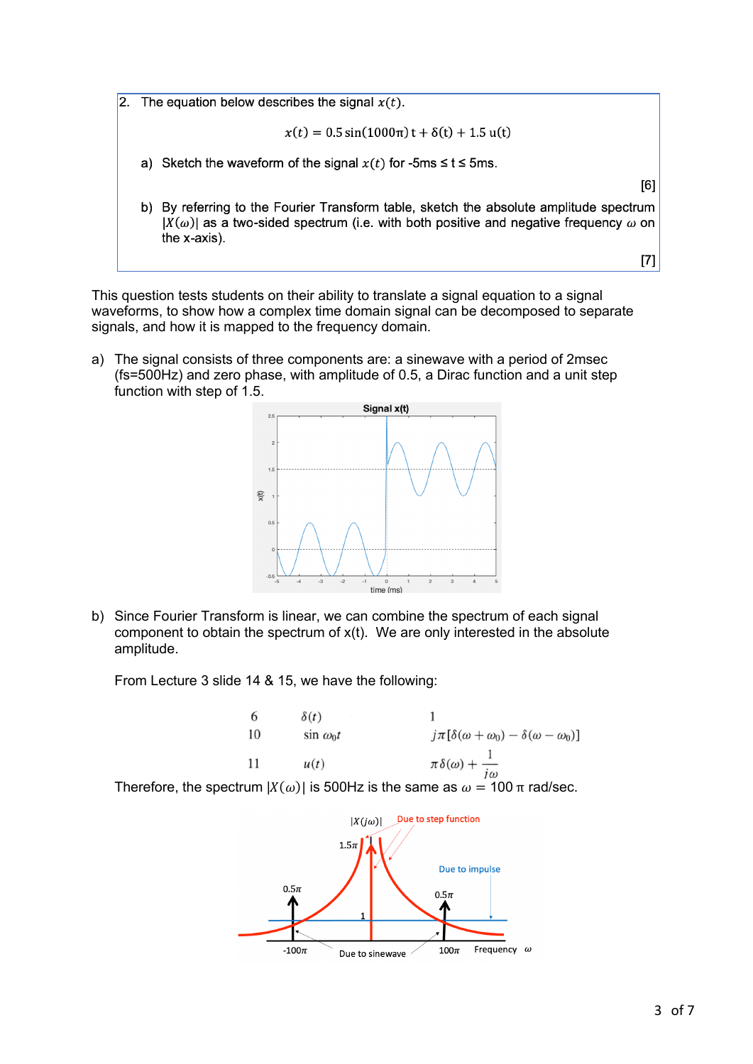2. The equation below describes the signal $x(t)$.

$$x(t) = 0.5\sin(1000\pi)\,t + \delta(t) + 1.5\,u(t)$$

a) Sketch the waveform of the signal $x(t)$ for -5ms ≤ t ≤ 5ms.

[6]

b) By referring to the Fourier Transform table, sketch the absolute amplitude spectrum $|X(\omega)|$ as a two-sided spectrum (i.e. with both positive and negative frequency $\omega$ on the x-axis).

[7]

This question tests students on their ability to translate a signal equation to a signal waveforms, to show how a complex time domain signal can be decomposed to separate signals, and how it is mapped to the frequency domain.

a) The signal consists of three components are: a sinewave with a period of 2msec (fs=500Hz) and zero phase, with amplitude of 0.5, a Dirac function and a unit step function with step of 1.5.

b) Since Fourier Transform is linear, we can combine the spectrum of each signal component to obtain the spectrum of x(t). We are only interested in the absolute amplitude.

From Lecture 3 slide 14 & 15, we have the following:

| | | |
|---|---|---|
| 6 | $\delta(t)$ | $1$ |
| 10 | $\sin\omega_0 t$ | $j\pi[\delta(\omega+\omega_0) - \delta(\omega-\omega_0)]$ |
| 11 | $u(t)$ | $\pi\delta(\omega) + \dfrac{1}{j\omega}$ |

Therefore, the spectrum $|X(\omega)|$ is 500Hz is the same as $\omega$ = 100 π rad/sec.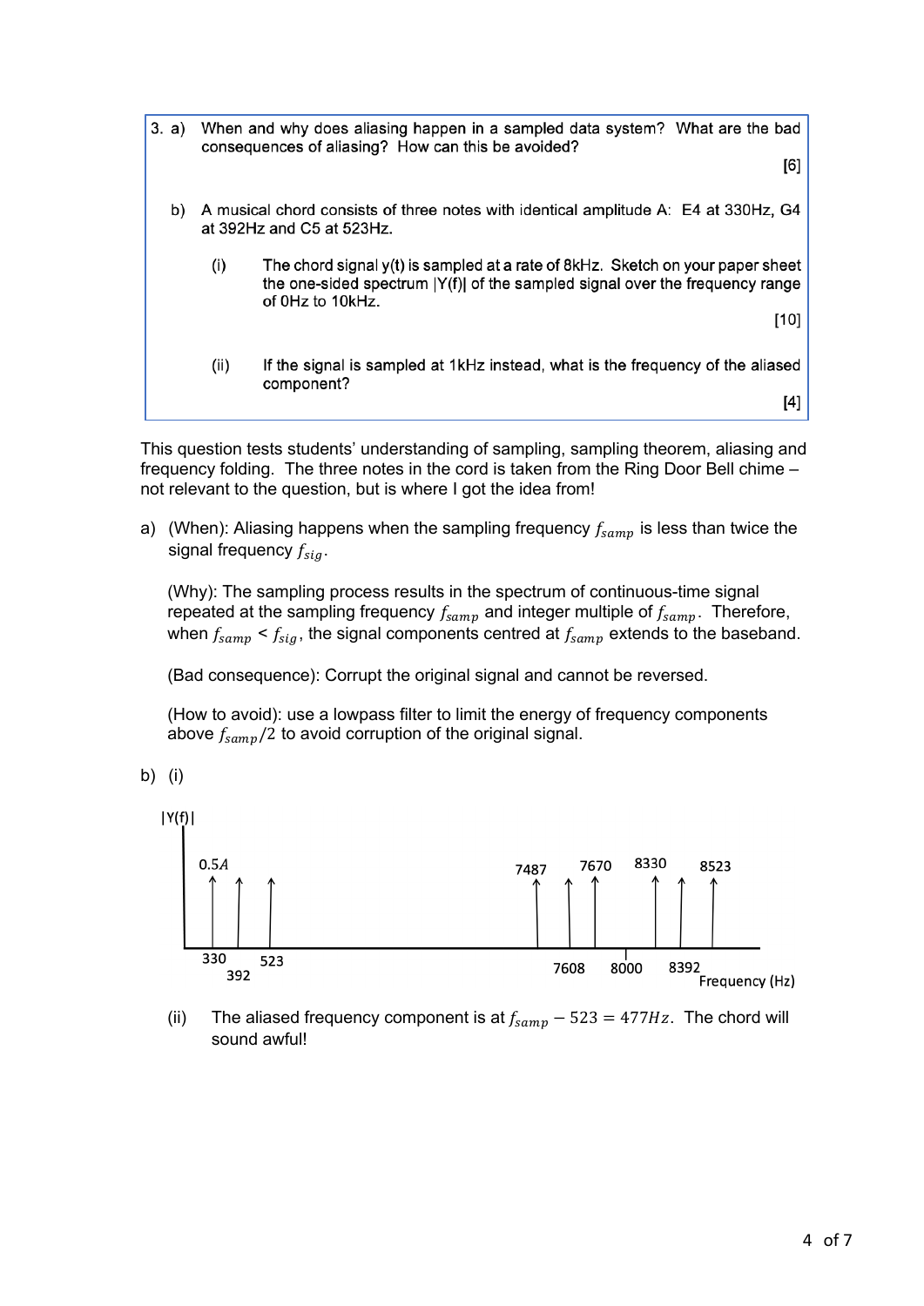3. a) When and why does aliasing happen in a sampled data system? What are the bad consequences of aliasing? How can this be avoided?

[6]

b) A musical chord consists of three notes with identical amplitude A: E4 at 330Hz, G4 at 392Hz and C5 at 523Hz.

(i) The chord signal y(t) is sampled at a rate of 8kHz. Sketch on your paper sheet the one-sided spectrum |Y(f)| of the sampled signal over the frequency range of 0Hz to 10kHz.

[10]

(ii) If the signal is sampled at 1kHz instead, what is the frequency of the aliased component?

[4]

This question tests students' understanding of sampling, sampling theorem, aliasing and frequency folding. The three notes in the cord is taken from the Ring Door Bell chime – not relevant to the question, but is where I got the idea from!

a) (When): Aliasing happens when the sampling frequency $f_{samp}$ is less than twice the signal frequency $f_{sig}$.

(Why): The sampling process results in the spectrum of continuous-time signal repeated at the sampling frequency $f_{samp}$ and integer multiple of $f_{samp}$. Therefore, when $f_{samp}$ < $f_{sig}$, the signal components centred at $f_{samp}$ extends to the baseband.

(Bad consequence): Corrupt the original signal and cannot be reversed.

(How to avoid): use a lowpass filter to limit the energy of frequency components above $f_{samp}/2$ to avoid corruption of the original signal.

b) (i)

|Y(f)|

0.5$A$

330, 392, 523, 7487, 7608, 7670, 8000, 8330, 8392, 8523

Frequency (Hz)

(ii) The aliased frequency component is at $f_{samp} - 523 = 477Hz$. The chord will sound awful!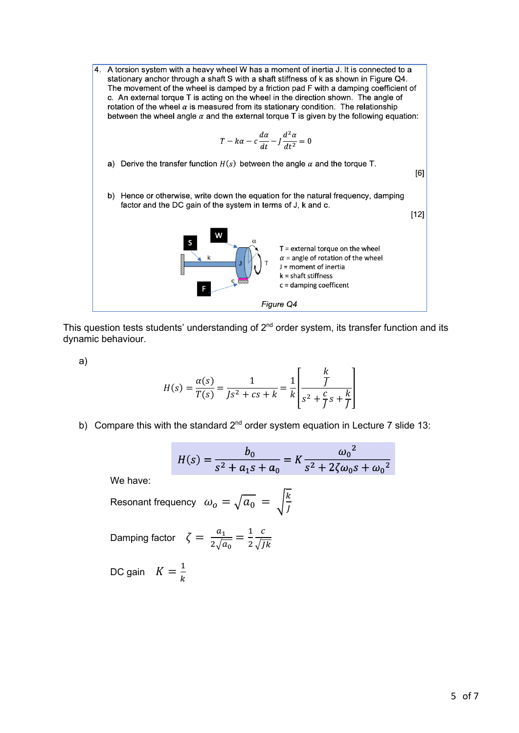4. A torsion system with a heavy wheel W has a moment of inertia J. It is connected to a stationary anchor through a shaft S with a shaft stiffness of k as shown in Figure Q4. The movement of the wheel is damped by a friction pad F with a damping coefficient of c. An external torque T is acting on the wheel in the direction shown. The angle of rotation of the wheel $\alpha$ is measured from its stationary condition. The relationship between the wheel angle $\alpha$ and the external torque T is given by the following equation:

$$T - k\alpha - c\frac{d\alpha}{dt} - J\frac{d^2\alpha}{dt^2} = 0$$

a) Derive the transfer function $H(s)$ between the angle $\alpha$ and the torque T.

[6]

b) Hence or otherwise, write down the equation for the natural frequency, damping factor and the DC gain of the system in terms of J, k and c.

[12]

T = external torque on the wheel
$\alpha$ = angle of rotation of the wheel
J = moment of inertia
k = shaft stiffness
c = damping coefficent

*Figure Q4*

This question tests students' understanding of 2nd order system, its transfer function and its dynamic behaviour.

a)

$$H(s) = \frac{\alpha(s)}{T(s)} = \frac{1}{Js^2 + cs + k} = \frac{1}{k}\left[\frac{\frac{k}{J}}{s^2 + \frac{c}{J}s + \frac{k}{J}}\right]$$

b) Compare this with the standard 2nd order system equation in Lecture 7 slide 13:

$$H(s) = \frac{b_0}{s^2 + a_1 s + a_0} = K\frac{{\omega_0}^2}{s^2 + 2\zeta\omega_0 s + {\omega_0}^2}$$

We have:

Resonant frequency $\omega_o = \sqrt{a_0} = \sqrt{\frac{k}{J}}$

Damping factor $\zeta = \frac{a_1}{2\sqrt{a_0}} = \frac{1}{2}\frac{c}{\sqrt{Jk}}$

DC gain $K = \frac{1}{k}$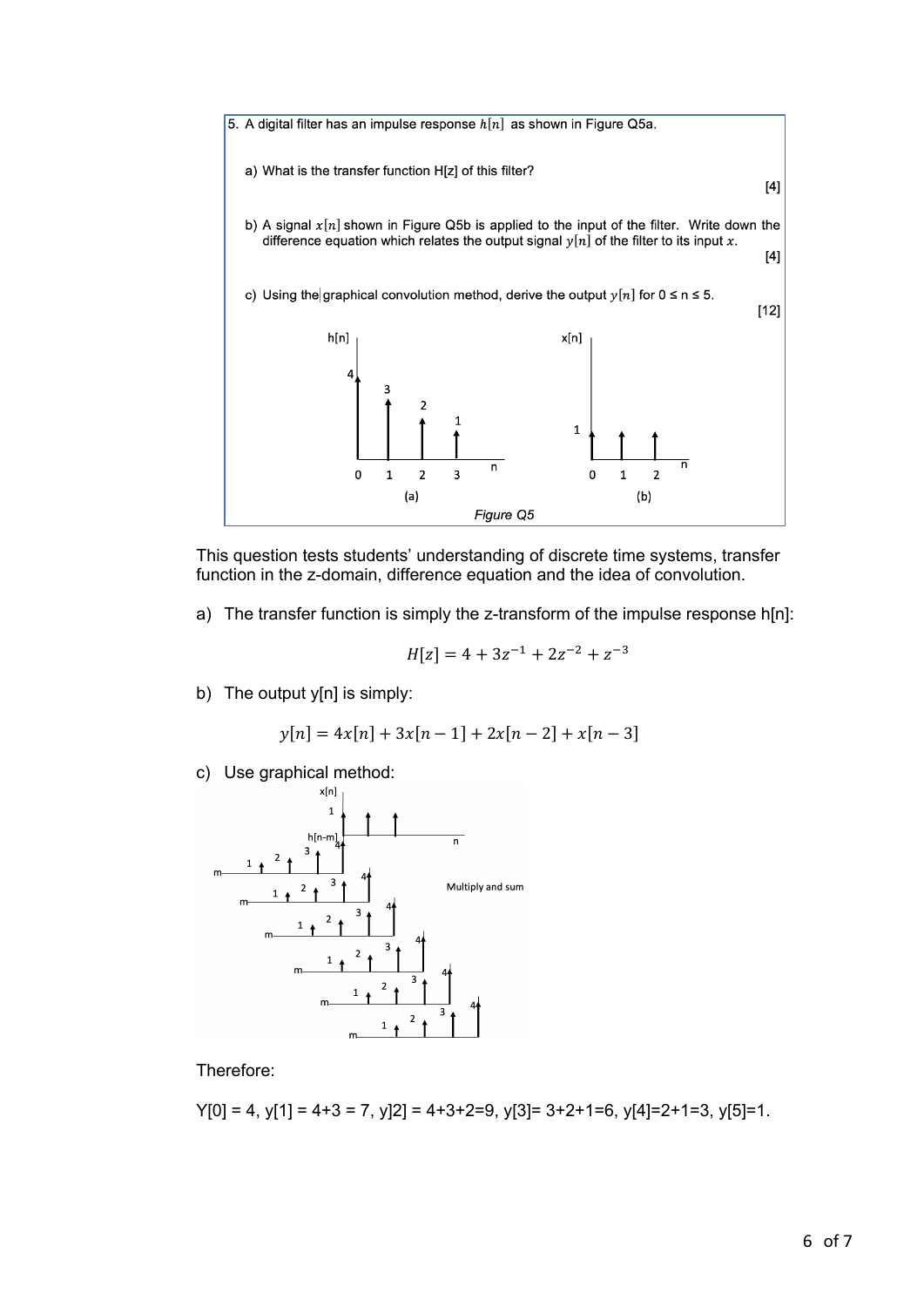5. A digital filter has an impulse response $h[n]$ as shown in Figure Q5a.

   a) What is the transfer function H[z] of this filter?

   [4]

   b) A signal $x[n]$ shown in Figure Q5b is applied to the input of the filter. Write down the difference equation which relates the output signal $y[n]$ of the filter to its input $x$.

   [4]

   c) Using the graphical convolution method, derive the output $y[n]$ for $0 \leq n \leq 5$.

   [12]

*Figure Q5*

This question tests students' understanding of discrete time systems, transfer function in the z-domain, difference equation and the idea of convolution.

a) The transfer function is simply the z-transform of the impulse response h[n]:

$$H[z] = 4 + 3z^{-1} + 2z^{-2} + z^{-3}$$

b) The output y[n] is simply:

$$y[n] = 4x[n] + 3x[n-1] + 2x[n-2] + x[n-3]$$

c) Use graphical method:

Multiply and sum

Therefore:

Y[0] = 4, y[1] = 4+3 = 7, y]2] = 4+3+2=9, y[3]= 3+2+1=6, y[4]=2+1=3, y[5]=1.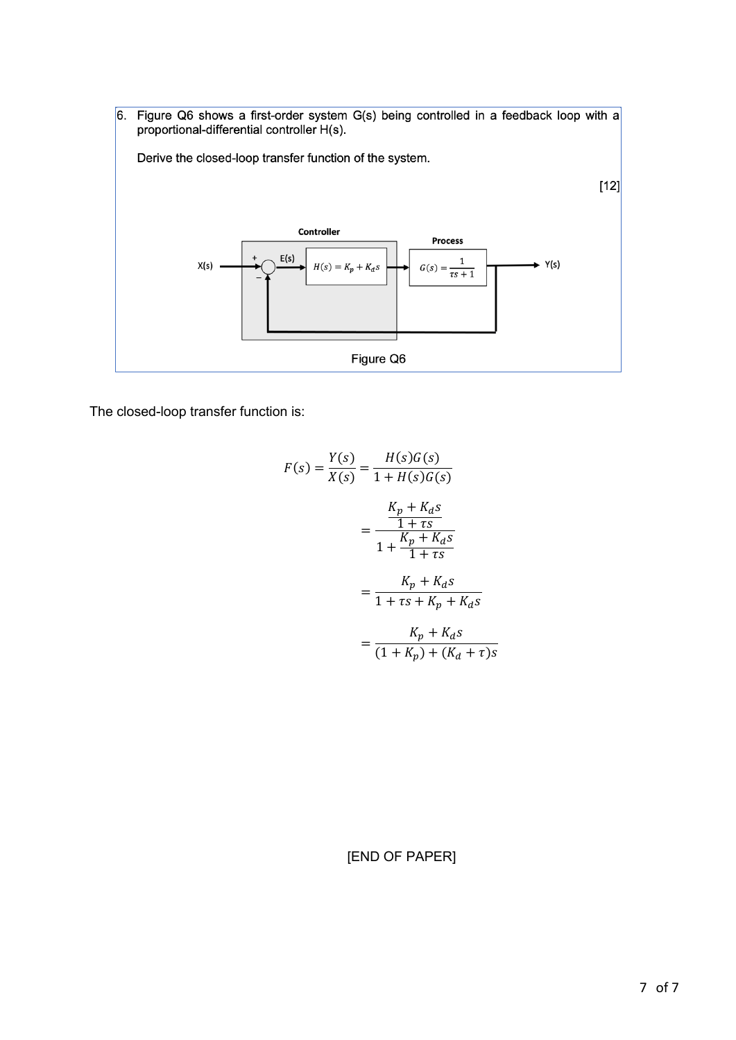6. Figure Q6 shows a first-order system G(s) being controlled in a feedback loop with a proportional-differential controller H(s).

   Derive the closed-loop transfer function of the system.

   [12]

Controller

Process

X(s)

E(s)

$H(s) = K_p + K_d s$

$G(s) = \frac{1}{\tau s + 1}$

Y(s)

Figure Q6

The closed-loop transfer function is:

$$F(s) = \frac{Y(s)}{X(s)} = \frac{H(s)G(s)}{1 + H(s)G(s)}$$

$$= \frac{\dfrac{K_p + K_d s}{1 + \tau s}}{1 + \dfrac{K_p + K_d s}{1 + \tau s}}$$

$$= \frac{K_p + K_d s}{1 + \tau s + K_p + K_d s}$$

$$= \frac{K_p + K_d s}{(1 + K_p) + (K_d + \tau)s}$$

[END OF PAPER]